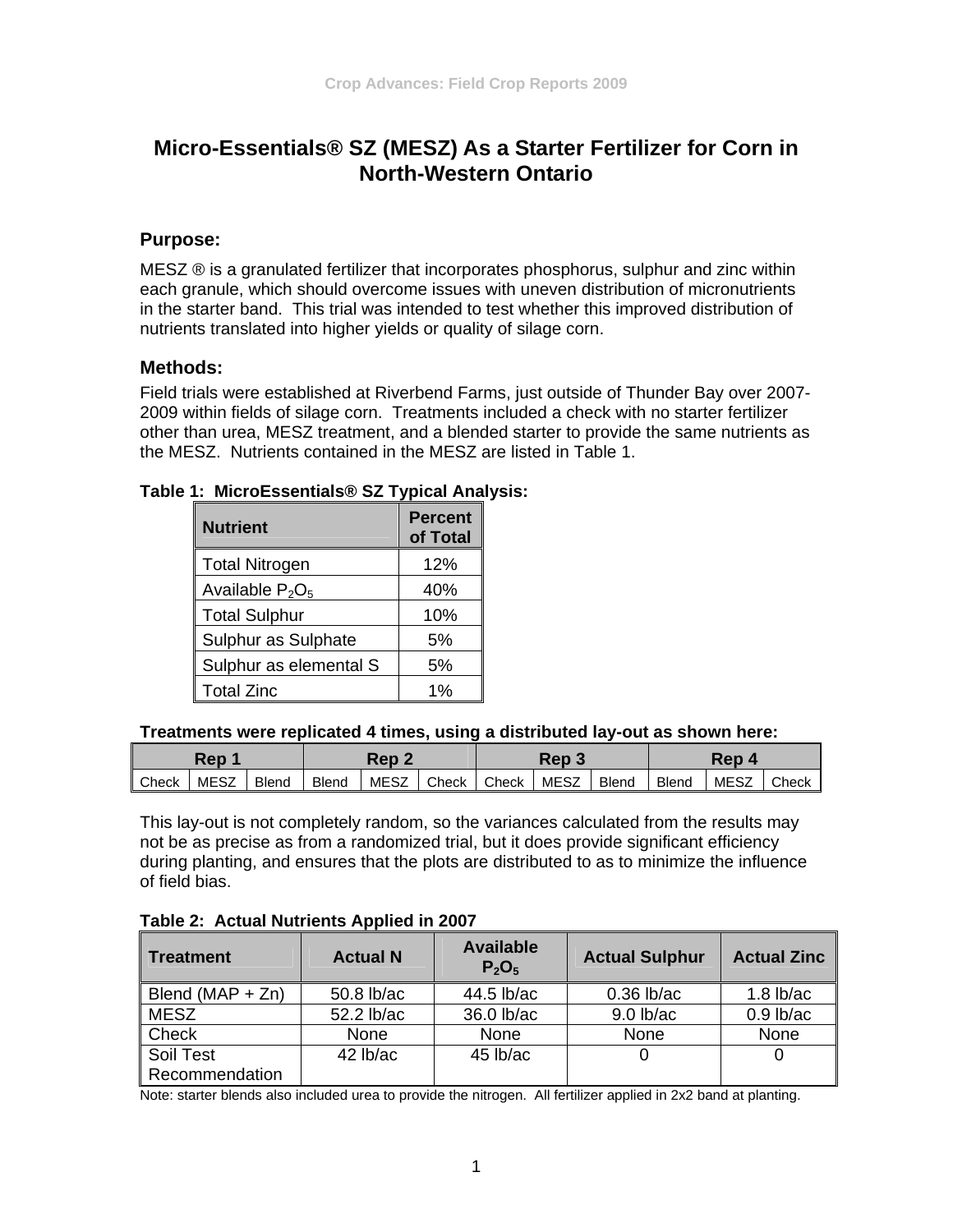# Micro-Essentials® SZ (MESZ) As a Starter Fertilizer for Corn in North-Western Ontario

## Purpose:

MESZ ® is a granulated fertilizer that incorporates phosphorus, sulphur and zinc within each granule, which should overcome issues with uneven distribution of micronutrients in the starter band. This trial was intended to test whether this improved distribution of nutrients translated into higher yields or quality of silage corn.

## Methods:

Field trials were established at Riverbend Farms, just outside of Thunder Bay over 2007-2009 within fields of silage corn. Treatments included a check with no starter fertilizer other than urea, MESZ treatment, and a blended starter to provide the same nutrients as the MESZ. Nutrients contained in the MESZ are listed in Table 1.

**Table 1: MicroEssentials® SZ Typical Analysis:**

| Nutrient | Percent of Total |
|---|---|
| Total Nitrogen | 12% |
| Available $P_2O_5$ | 40% |
| Total Sulphur | 10% |
| Sulphur as Sulphate | 5% |
| Sulphur as elemental S | 5% |
| Total Zinc | 1% |

**Treatments were replicated 4 times, using a distributed lay-out as shown here:**

| Rep 1 | | | Rep 2 | | | Rep 3 | | | Rep 4 | | |
|---|---|---|---|---|---|---|---|---|---|---|---|
| Check | MESZ | Blend | Blend | MESZ | Check | Check | MESZ | Blend | Blend | MESZ | Check |

This lay-out is not completely random, so the variances calculated from the results may not be as precise as from a randomized trial, but it does provide significant efficiency during planting, and ensures that the plots are distributed to as to minimize the influence of field bias.

**Table 2: Actual Nutrients Applied in 2007**

| Treatment | Actual N | Available $P_2O_5$ | Actual Sulphur | Actual Zinc |
|---|---|---|---|---|
| Blend (MAP + Zn) | 50.8 lb/ac | 44.5 lb/ac | 0.36 lb/ac | 1.8 lb/ac |
| MESZ | 52.2 lb/ac | 36.0 lb/ac | 9.0 lb/ac | 0.9 lb/ac |
| Check | None | None | None | None |
| Soil Test Recommendation | 42 lb/ac | 45 lb/ac | 0 | 0 |

Note: starter blends also included urea to provide the nitrogen. All fertilizer applied in 2x2 band at planting.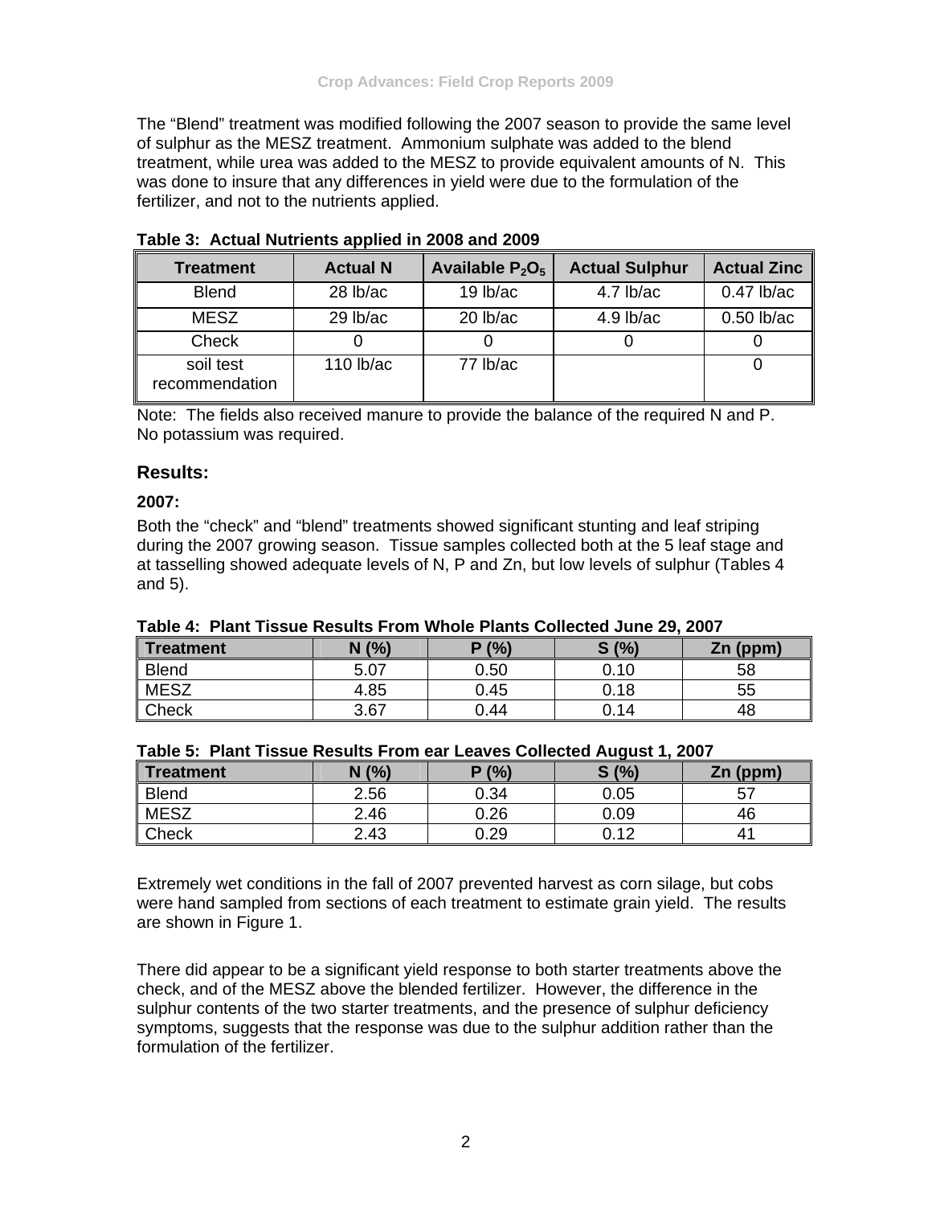The "Blend" treatment was modified following the 2007 season to provide the same level of sulphur as the MESZ treatment. Ammonium sulphate was added to the blend treatment, while urea was added to the MESZ to provide equivalent amounts of N. This was done to insure that any differences in yield were due to the formulation of the fertilizer, and not to the nutrients applied.

**Table 3: Actual Nutrients applied in 2008 and 2009**

| Treatment | Actual N | Available $P_2O_5$ | Actual Sulphur | Actual Zinc |
|---|---|---|---|---|
| Blend | 28 lb/ac | 19 lb/ac | 4.7 lb/ac | 0.47 lb/ac |
| MESZ | 29 lb/ac | 20 lb/ac | 4.9 lb/ac | 0.50 lb/ac |
| Check | 0 | 0 | 0 | 0 |
| soil test recommendation | 110 lb/ac | 77 lb/ac | | 0 |

Note: The fields also received manure to provide the balance of the required N and P. No potassium was required.

## Results:

### 2007:

Both the "check" and "blend" treatments showed significant stunting and leaf striping during the 2007 growing season. Tissue samples collected both at the 5 leaf stage and at tasselling showed adequate levels of N, P and Zn, but low levels of sulphur (Tables 4 and 5).

**Table 4: Plant Tissue Results From Whole Plants Collected June 29, 2007**

| Treatment | N (%) | P (%) | S (%) | Zn (ppm) |
|---|---|---|---|---|
| Blend | 5.07 | 0.50 | 0.10 | 58 |
| MESZ | 4.85 | 0.45 | 0.18 | 55 |
| Check | 3.67 | 0.44 | 0.14 | 48 |

**Table 5: Plant Tissue Results From ear Leaves Collected August 1, 2007**

| Treatment | N (%) | P (%) | S (%) | Zn (ppm) |
|---|---|---|---|---|
| Blend | 2.56 | 0.34 | 0.05 | 57 |
| MESZ | 2.46 | 0.26 | 0.09 | 46 |
| Check | 2.43 | 0.29 | 0.12 | 41 |

Extremely wet conditions in the fall of 2007 prevented harvest as corn silage, but cobs were hand sampled from sections of each treatment to estimate grain yield. The results are shown in Figure 1.

There did appear to be a significant yield response to both starter treatments above the check, and of the MESZ above the blended fertilizer. However, the difference in the sulphur contents of the two starter treatments, and the presence of sulphur deficiency symptoms, suggests that the response was due to the sulphur addition rather than the formulation of the fertilizer.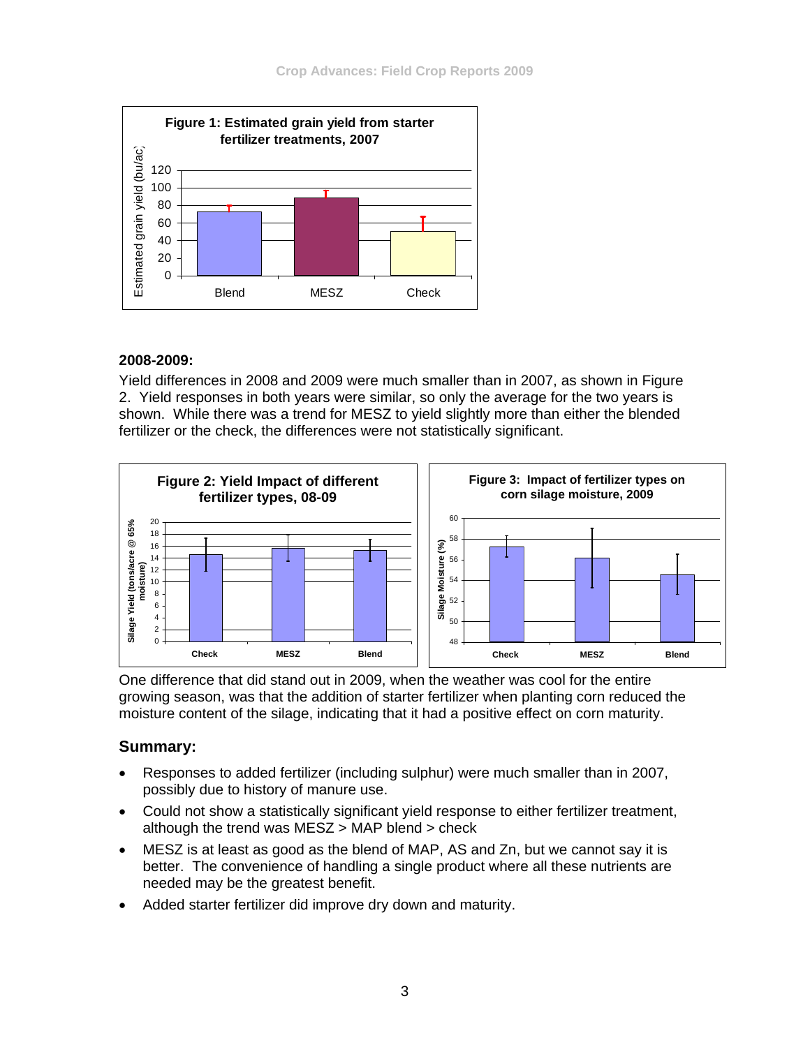**Figure 1: Estimated grain yield from starter fertilizer treatments, 2007**

## 2008-2009:

Yield differences in 2008 and 2009 were much smaller than in 2007, as shown in Figure 2. Yield responses in both years were similar, so only the average for the two years is shown. While there was a trend for MESZ to yield slightly more than either the blended fertilizer or the check, the differences were not statistically significant.

**Figure 2: Yield Impact of different fertilizer types, 08-09**

**Figure 3: Impact of fertilizer types on corn silage moisture, 2009**

One difference that did stand out in 2009, when the weather was cool for the entire growing season, was that the addition of starter fertilizer when planting corn reduced the moisture content of the silage, indicating that it had a positive effect on corn maturity.

## Summary:

- Responses to added fertilizer (including sulphur) were much smaller than in 2007, possibly due to history of manure use.
- Could not show a statistically significant yield response to either fertilizer treatment, although the trend was MESZ > MAP blend > check
- MESZ is at least as good as the blend of MAP, AS and Zn, but we cannot say it is better. The convenience of handling a single product where all these nutrients are needed may be the greatest benefit.
- Added starter fertilizer did improve dry down and maturity.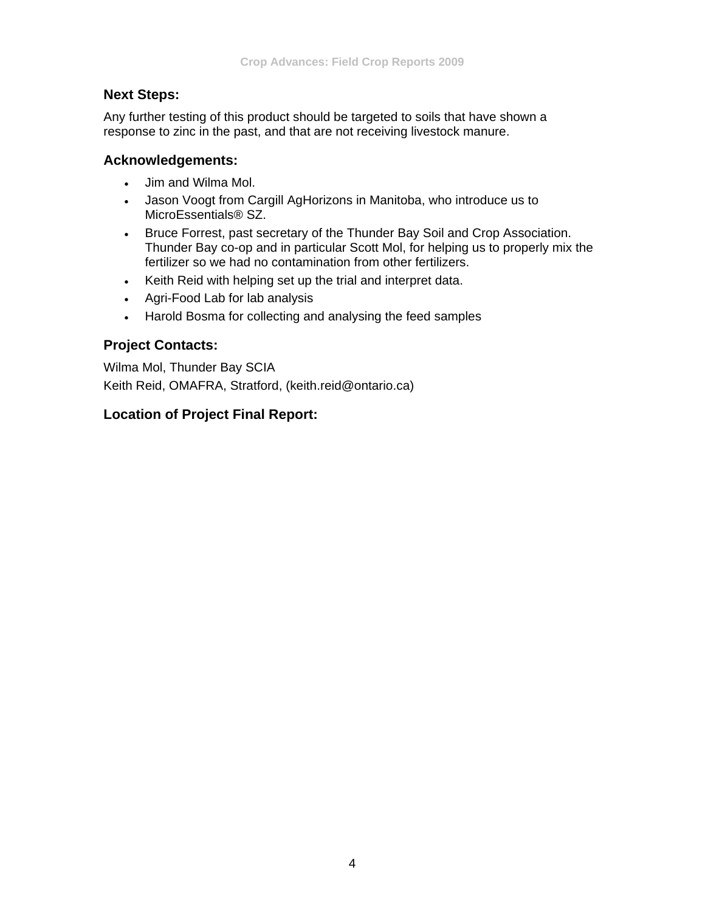## Next Steps:

Any further testing of this product should be targeted to soils that have shown a response to zinc in the past, and that are not receiving livestock manure.

## Acknowledgements:

- Jim and Wilma Mol.
- Jason Voogt from Cargill AgHorizons in Manitoba, who introduce us to MicroEssentials® SZ.
- Bruce Forrest, past secretary of the Thunder Bay Soil and Crop Association. Thunder Bay co-op and in particular Scott Mol, for helping us to properly mix the fertilizer so we had no contamination from other fertilizers.
- Keith Reid with helping set up the trial and interpret data.
- Agri-Food Lab for lab analysis
- Harold Bosma for collecting and analysing the feed samples

## Project Contacts:

Wilma Mol, Thunder Bay SCIA

Keith Reid, OMAFRA, Stratford, (keith.reid@ontario.ca)

## Location of Project Final Report: